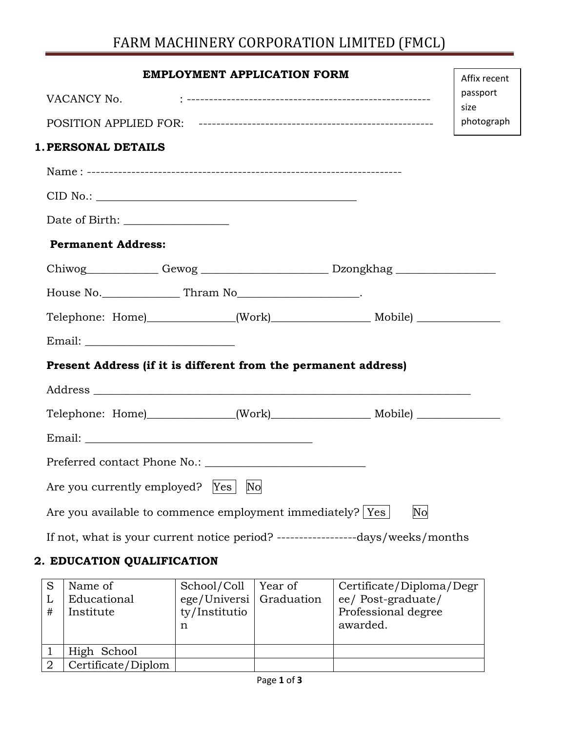# FARM MACHINERY CORPORATION LIMITED (FMCL)

## EMPLOYMENT APPLICATION FORM

Affix recent passport size photograph

VACANCY No. : -------------------------------------------------------

POSITION APPLIED FOR: -----------------------------------------------------

## 1. PERSONAL DETAILS

Name : ----------------------------------------------------------------------

CID No.: _______________________________________________

Date of Birth: __________________

**Permanent Address:**

Chiwog_____________ Gewog ______________________ Dzongkhag _________________

House No.______________ Thram No_____________________.

Telephone: Home)_______________(Work)_________________ Mobile) _______________

Email: __________________________

**Present Address (if it is different from the permanent address)**

Address ____________________________________________________________________

Telephone: Home)_______________(Work)_________________ Mobile) _______________

Email: ________________________________________

Preferred contact Phone No.: ____________________________

Are you currently employed? ☐ Yes ☐ No

Are you available to commence employment immediately? ☐ Yes ☐ No

If not, what is your current notice period? ------------------days/weeks/months

## 2. EDUCATION QUALIFICATION

| SL # | Name of Educational Institute | School/College/University/Institution | Year of Graduation | Certificate/Diploma/Degree/ Post-graduate/ Professional degree awarded. |
|---|---|---|---|---|
| 1 | High School | | | |
| 2 | Certificate/Diplom | | | |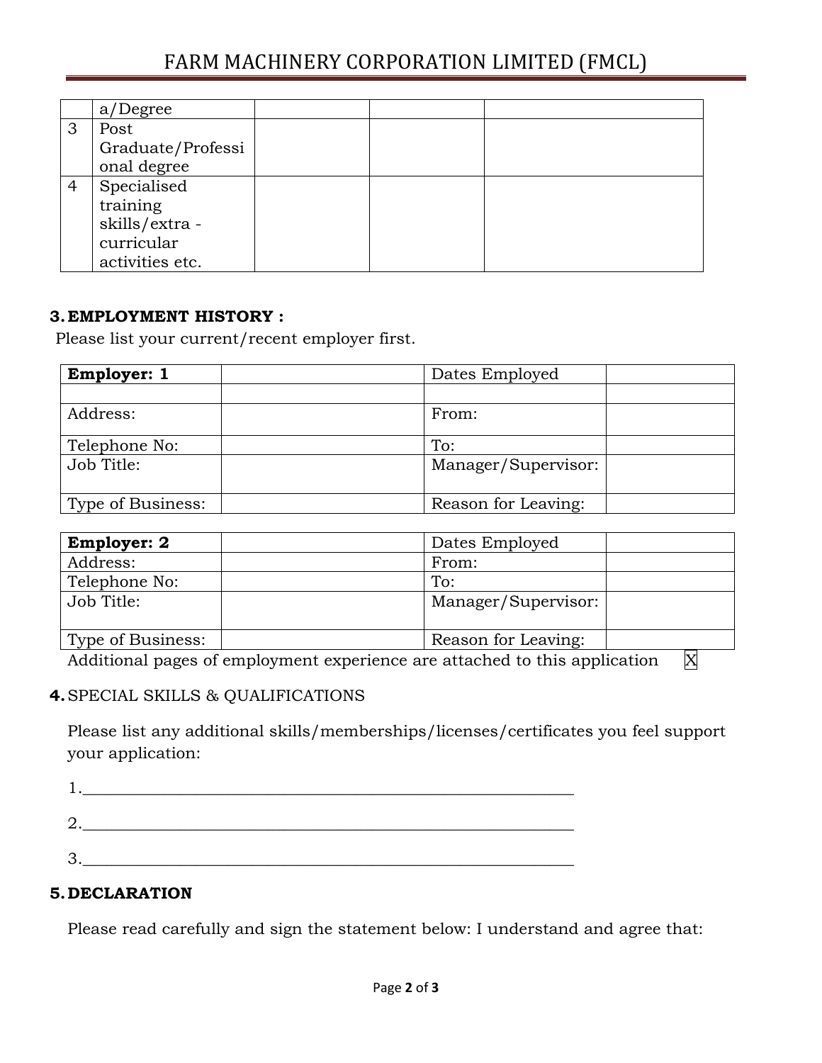|   | a/Degree |   |   |   |
|---|---|---|---|---|
| 3 | Post Graduate/Professional degree |   |   |   |
| 4 | Specialised training skills/extra -curricular activities etc. |   |   |   |

### 3. EMPLOYMENT HISTORY :

Please list your current/recent employer first.

| **Employer: 1** |   | Dates Employed |   |
|---|---|---|---|
|   |   |   |   |
| Address: |   | From: |   |
| Telephone No: |   | To: |   |
| Job Title: |   | Manager/Supervisor: |   |
| Type of Business: |   | Reason for Leaving: |   |

| **Employer: 2** |   | Dates Employed |   |
|---|---|---|---|
| Address: |   | From: |   |
| Telephone No: |   | To: |   |
| Job Title: |   | Manager/Supervisor: |   |
| Type of Business: |   | Reason for Leaving: |   |

Additional pages of employment experience are attached to this application X

### 4. SPECIAL SKILLS & QUALIFICATIONS

Please list any additional skills/memberships/licenses/certificates you feel support your application:

1.____________________________________________________________

2.____________________________________________________________

3.____________________________________________________________

### 5. DECLARATION

Please read carefully and sign the statement below: I understand and agree that: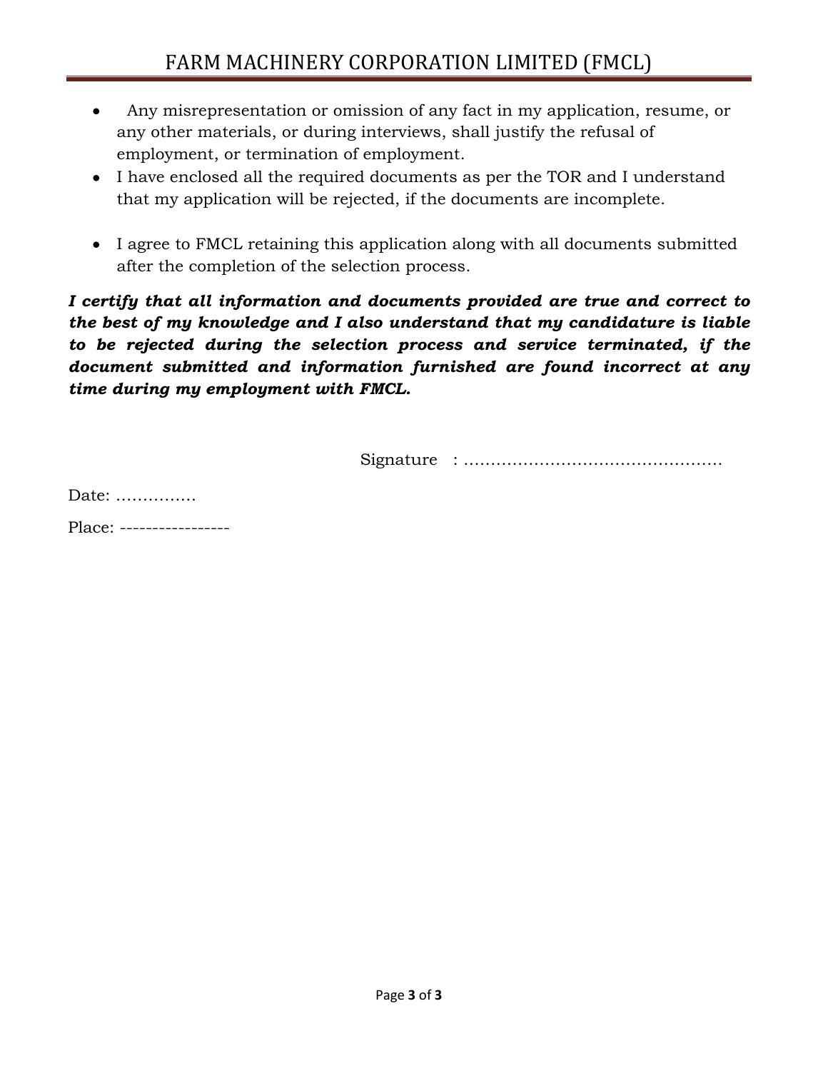- Any misrepresentation or omission of any fact in my application, resume, or any other materials, or during interviews, shall justify the refusal of employment, or termination of employment.
- I have enclosed all the required documents as per the TOR and I understand that my application will be rejected, if the documents are incomplete.
- I agree to FMCL retaining this application along with all documents submitted after the completion of the selection process.

***I certify that all information and documents provided are true and correct to the best of my knowledge and I also understand that my candidature is liable to be rejected during the selection process and service terminated, if the document submitted and information furnished are found incorrect at any time during my employment with FMCL.***

Signature : ………………………………………….

Date: ……………

Place: -----------------